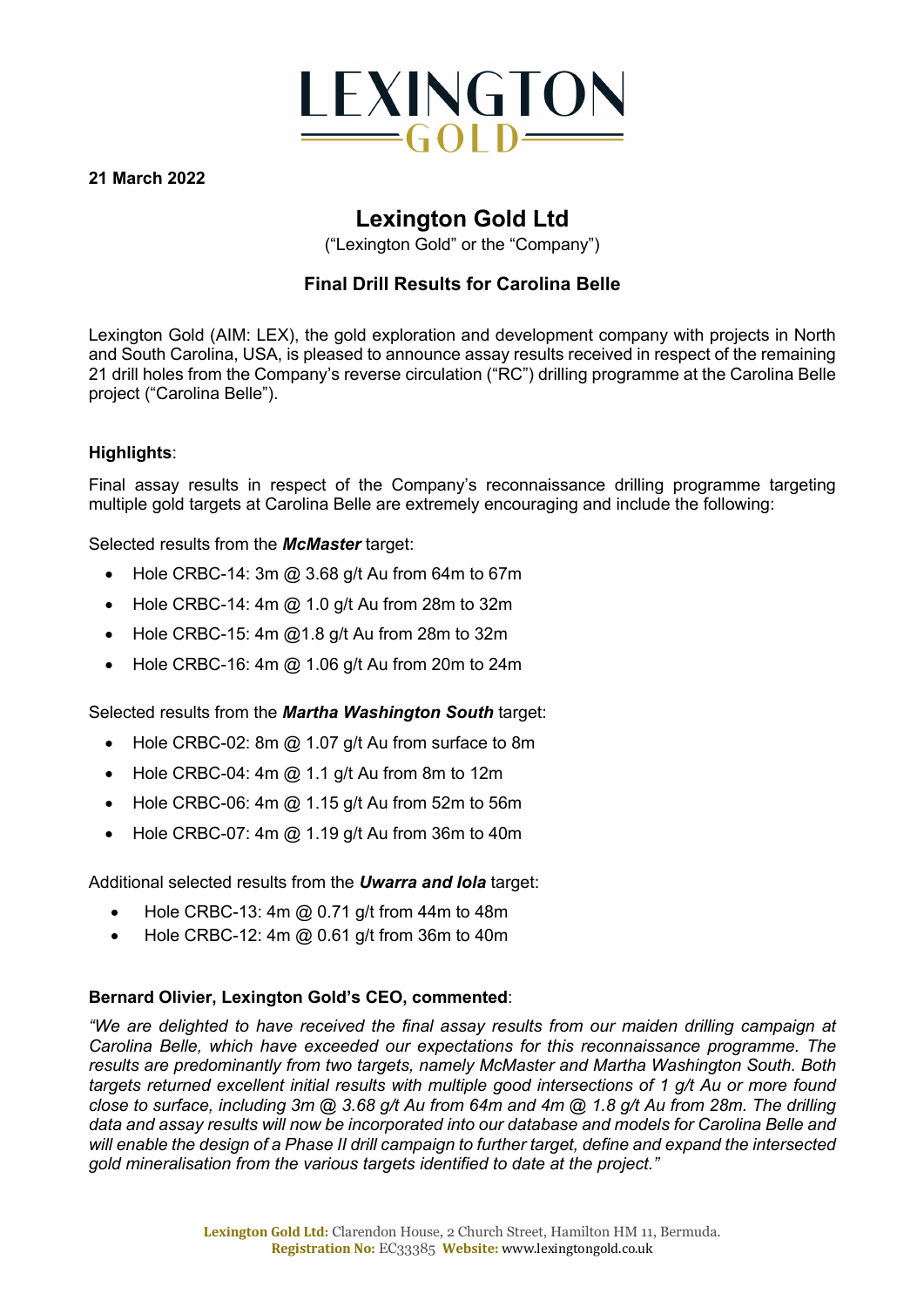LEXINGTON GOLD

**21 March 2022**

# Lexington Gold Ltd

("Lexington Gold" or the "Company")

## Final Drill Results for Carolina Belle

Lexington Gold (AIM: LEX), the gold exploration and development company with projects in North and South Carolina, USA, is pleased to announce assay results received in respect of the remaining 21 drill holes from the Company's reverse circulation ("RC") drilling programme at the Carolina Belle project ("Carolina Belle").

**Highlights**:

Final assay results in respect of the Company's reconnaissance drilling programme targeting multiple gold targets at Carolina Belle are extremely encouraging and include the following:

Selected results from the ***McMaster*** target:

- Hole CRBC-14: 3m @ 3.68 g/t Au from 64m to 67m
- Hole CRBC-14: 4m @ 1.0 g/t Au from 28m to 32m
- Hole CRBC-15: 4m @1.8 g/t Au from 28m to 32m
- Hole CRBC-16: 4m @ 1.06 g/t Au from 20m to 24m

Selected results from the ***Martha Washington South*** target:

- Hole CRBC-02: 8m @ 1.07 g/t Au from surface to 8m
- Hole CRBC-04: 4m @ 1.1 g/t Au from 8m to 12m
- Hole CRBC-06: 4m @ 1.15 g/t Au from 52m to 56m
- Hole CRBC-07: 4m @ 1.19 g/t Au from 36m to 40m

Additional selected results from the ***Uwarra and Iola*** target:

- Hole CRBC-13: 4m @ 0.71 g/t from 44m to 48m
- Hole CRBC-12: 4m @ 0.61 g/t from 36m to 40m

**Bernard Olivier, Lexington Gold's CEO, commented**:

*"We are delighted to have received the final assay results from our maiden drilling campaign at Carolina Belle, which have exceeded our expectations for this reconnaissance programme. The results are predominantly from two targets, namely McMaster and Martha Washington South. Both targets returned excellent initial results with multiple good intersections of 1 g/t Au or more found close to surface, including 3m @ 3.68 g/t Au from 64m and 4m @ 1.8 g/t Au from 28m. The drilling data and assay results will now be incorporated into our database and models for Carolina Belle and will enable the design of a Phase II drill campaign to further target, define and expand the intersected gold mineralisation from the various targets identified to date at the project."*

**Lexington Gold Ltd:** Clarendon House, 2 Church Street, Hamilton HM 11, Bermuda.
**Registration No:** EC33385 **Website:** www.lexingtongold.co.uk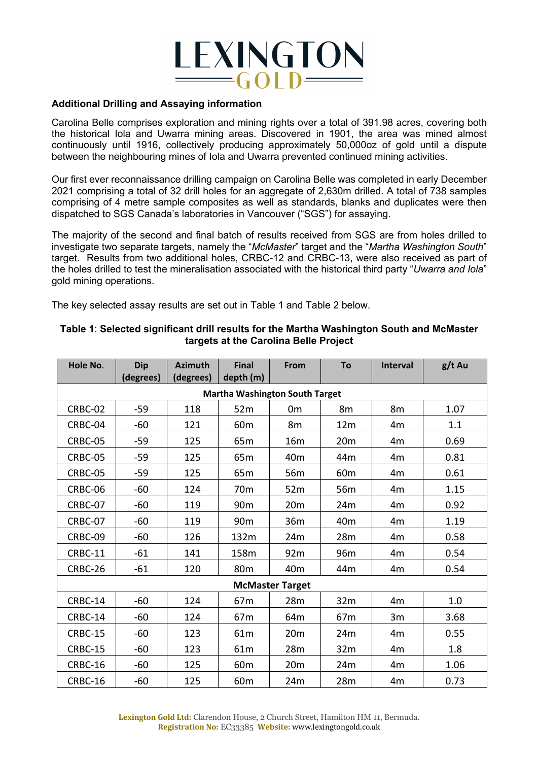### Additional Drilling and Assaying information

Carolina Belle comprises exploration and mining rights over a total of 391.98 acres, covering both the historical Iola and Uwarra mining areas. Discovered in 1901, the area was mined almost continuously until 1916, collectively producing approximately 50,000oz of gold until a dispute between the neighbouring mines of Iola and Uwarra prevented continued mining activities.

Our first ever reconnaissance drilling campaign on Carolina Belle was completed in early December 2021 comprising a total of 32 drill holes for an aggregate of 2,630m drilled. A total of 738 samples comprising of 4 metre sample composites as well as standards, blanks and duplicates were then dispatched to SGS Canada's laboratories in Vancouver ("SGS") for assaying.

The majority of the second and final batch of results received from SGS are from holes drilled to investigate two separate targets, namely the "*McMaster*" target and the "*Martha Washington South*" target. Results from two additional holes, CRBC-12 and CRBC-13, were also received as part of the holes drilled to test the mineralisation associated with the historical third party "*Uwarra and Iola*" gold mining operations.

The key selected assay results are set out in Table 1 and Table 2 below.

**Table 1**: **Selected significant drill results for the Martha Washington South and McMaster targets at the Carolina Belle Project**

| Hole No. | Dip (degrees) | Azimuth (degrees) | Final depth (m) | From | To | Interval | g/t Au |
|---|---|---|---|---|---|---|---|
| **Martha Washington South Target** | | | | | | | |
| CRBC-02 | -59 | 118 | 52m | 0m | 8m | 8m | 1.07 |
| CRBC-04 | -60 | 121 | 60m | 8m | 12m | 4m | 1.1 |
| CRBC-05 | -59 | 125 | 65m | 16m | 20m | 4m | 0.69 |
| CRBC-05 | -59 | 125 | 65m | 40m | 44m | 4m | 0.81 |
| CRBC-05 | -59 | 125 | 65m | 56m | 60m | 4m | 0.61 |
| CRBC-06 | -60 | 124 | 70m | 52m | 56m | 4m | 1.15 |
| CRBC-07 | -60 | 119 | 90m | 20m | 24m | 4m | 0.92 |
| CRBC-07 | -60 | 119 | 90m | 36m | 40m | 4m | 1.19 |
| CRBC-09 | -60 | 126 | 132m | 24m | 28m | 4m | 0.58 |
| CRBC-11 | -61 | 141 | 158m | 92m | 96m | 4m | 0.54 |
| CRBC-26 | -61 | 120 | 80m | 40m | 44m | 4m | 0.54 |
| **McMaster Target** | | | | | | | |
| CRBC-14 | -60 | 124 | 67m | 28m | 32m | 4m | 1.0 |
| CRBC-14 | -60 | 124 | 67m | 64m | 67m | 3m | 3.68 |
| CRBC-15 | -60 | 123 | 61m | 20m | 24m | 4m | 0.55 |
| CRBC-15 | -60 | 123 | 61m | 28m | 32m | 4m | 1.8 |
| CRBC-16 | -60 | 125 | 60m | 20m | 24m | 4m | 1.06 |
| CRBC-16 | -60 | 125 | 60m | 24m | 28m | 4m | 0.73 |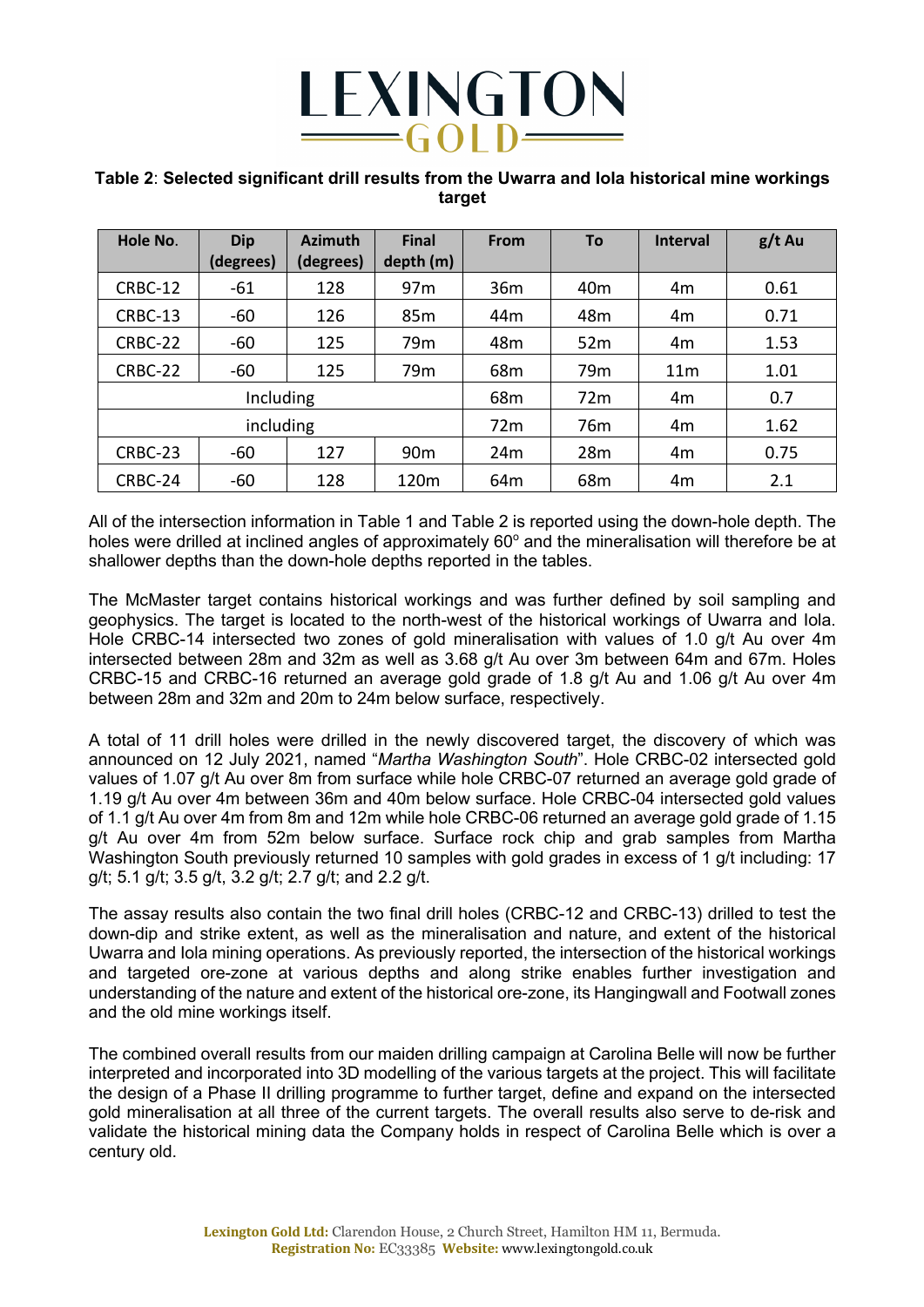**Table 2**: **Selected significant drill results from the Uwarra and Iola historical mine workings target**

| Hole No. | Dip (degrees) | Azimuth (degrees) | Final depth (m) | From | To | Interval | g/t Au |
|---|---|---|---|---|---|---|---|
| CRBC-12 | -61 | 128 | 97m | 36m | 40m | 4m | 0.61 |
| CRBC-13 | -60 | 126 | 85m | 44m | 48m | 4m | 0.71 |
| CRBC-22 | -60 | 125 | 79m | 48m | 52m | 4m | 1.53 |
| CRBC-22 | -60 | 125 | 79m | 68m | 79m | 11m | 1.01 |
| Including | | | | 68m | 72m | 4m | 0.7 |
| including | | | | 72m | 76m | 4m | 1.62 |
| CRBC-23 | -60 | 127 | 90m | 24m | 28m | 4m | 0.75 |
| CRBC-24 | -60 | 128 | 120m | 64m | 68m | 4m | 2.1 |

All of the intersection information in Table 1 and Table 2 is reported using the down-hole depth. The holes were drilled at inclined angles of approximately 60° and the mineralisation will therefore be at shallower depths than the down-hole depths reported in the tables.

The McMaster target contains historical workings and was further defined by soil sampling and geophysics. The target is located to the north-west of the historical workings of Uwarra and Iola. Hole CRBC-14 intersected two zones of gold mineralisation with values of 1.0 g/t Au over 4m intersected between 28m and 32m as well as 3.68 g/t Au over 3m between 64m and 67m. Holes CRBC-15 and CRBC-16 returned an average gold grade of 1.8 g/t Au and 1.06 g/t Au over 4m between 28m and 32m and 20m to 24m below surface, respectively.

A total of 11 drill holes were drilled in the newly discovered target, the discovery of which was announced on 12 July 2021, named "*Martha Washington South*". Hole CRBC-02 intersected gold values of 1.07 g/t Au over 8m from surface while hole CRBC-07 returned an average gold grade of 1.19 g/t Au over 4m between 36m and 40m below surface. Hole CRBC-04 intersected gold values of 1.1 g/t Au over 4m from 8m and 12m while hole CRBC-06 returned an average gold grade of 1.15 g/t Au over 4m from 52m below surface. Surface rock chip and grab samples from Martha Washington South previously returned 10 samples with gold grades in excess of 1 g/t including: 17 g/t; 5.1 g/t; 3.5 g/t, 3.2 g/t; 2.7 g/t; and 2.2 g/t.

The assay results also contain the two final drill holes (CRBC-12 and CRBC-13) drilled to test the down-dip and strike extent, as well as the mineralisation and nature, and extent of the historical Uwarra and Iola mining operations. As previously reported, the intersection of the historical workings and targeted ore-zone at various depths and along strike enables further investigation and understanding of the nature and extent of the historical ore-zone, its Hangingwall and Footwall zones and the old mine workings itself.

The combined overall results from our maiden drilling campaign at Carolina Belle will now be further interpreted and incorporated into 3D modelling of the various targets at the project. This will facilitate the design of a Phase II drilling programme to further target, define and expand on the intersected gold mineralisation at all three of the current targets. The overall results also serve to de-risk and validate the historical mining data the Company holds in respect of Carolina Belle which is over a century old.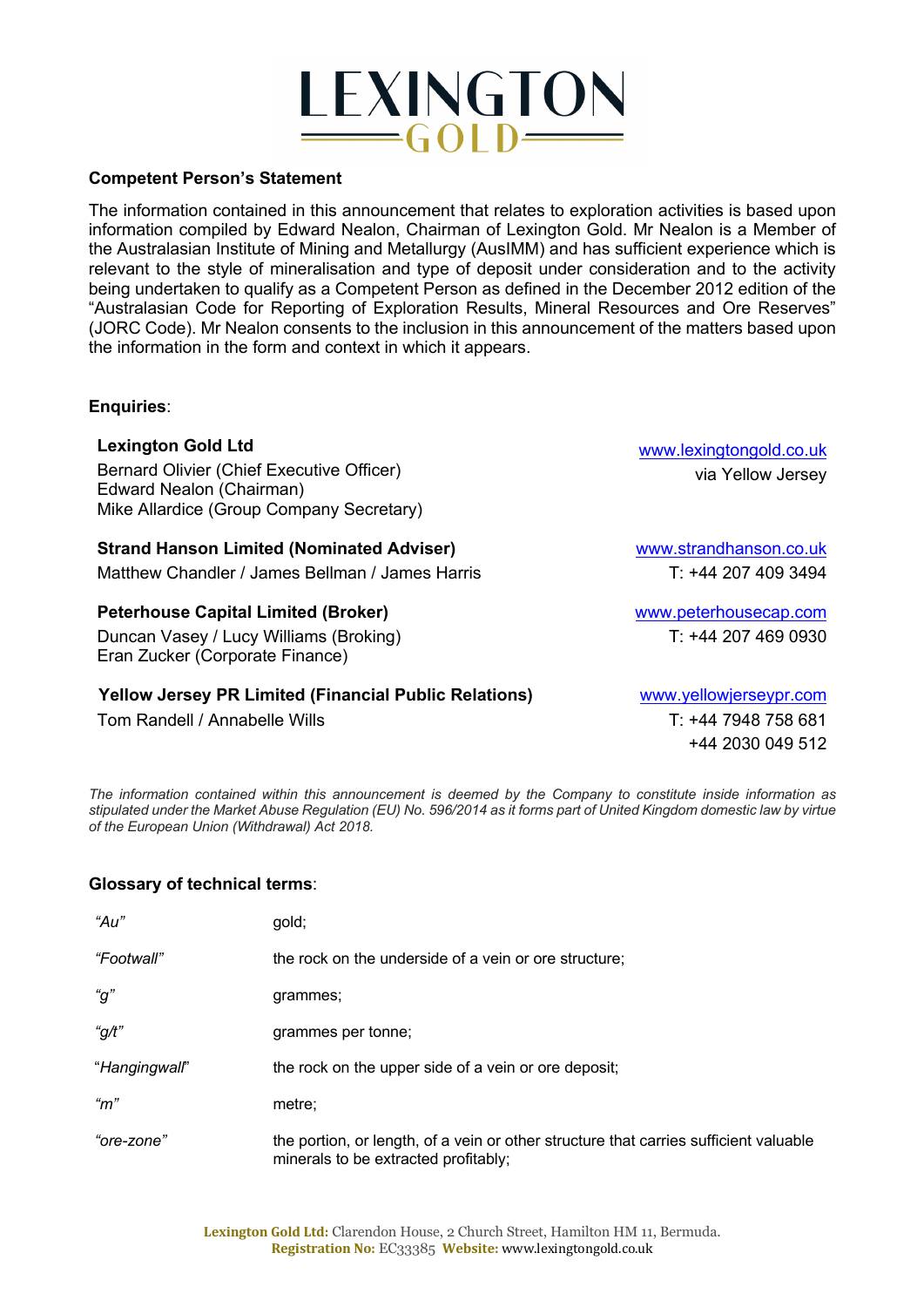**Competent Person's Statement**

The information contained in this announcement that relates to exploration activities is based upon information compiled by Edward Nealon, Chairman of Lexington Gold. Mr Nealon is a Member of the Australasian Institute of Mining and Metallurgy (AusIMM) and has sufficient experience which is relevant to the style of mineralisation and type of deposit under consideration and to the activity being undertaken to qualify as a Competent Person as defined in the December 2012 edition of the "Australasian Code for Reporting of Exploration Results, Mineral Resources and Ore Reserves" (JORC Code). Mr Nealon consents to the inclusion in this announcement of the matters based upon the information in the form and context in which it appears.

**Enquiries**:

| | |
|---|---|
| **Lexington Gold Ltd**<br>Bernard Olivier (Chief Executive Officer)<br>Edward Nealon (Chairman)<br>Mike Allardice (Group Company Secretary) | www.lexingtongold.co.uk<br>via Yellow Jersey |
| **Strand Hanson Limited (Nominated Adviser)**<br>Matthew Chandler / James Bellman / James Harris | www.strandhanson.co.uk<br>T: +44 207 409 3494 |
| **Peterhouse Capital Limited (Broker)**<br>Duncan Vasey / Lucy Williams (Broking)<br>Eran Zucker (Corporate Finance) | www.peterhousecap.com<br>T: +44 207 469 0930 |
| **Yellow Jersey PR Limited (Financial Public Relations)**<br>Tom Randell / Annabelle Wills | www.yellowjerseypr.com<br>T: +44 7948 758 681<br>+44 2030 049 512 |

*The information contained within this announcement is deemed by the Company to constitute inside information as stipulated under the Market Abuse Regulation (EU) No. 596/2014 as it forms part of United Kingdom domestic law by virtue of the European Union (Withdrawal) Act 2018.*

**Glossary of technical terms**:

| | |
|---|---|
| *"Au"* | gold; |
| *"Footwall"* | the rock on the underside of a vein or ore structure; |
| *"g"* | grammes; |
| *"g/t"* | grammes per tonne; |
| "*Hangingwall*" | the rock on the upper side of a vein or ore deposit; |
| *"m"* | metre; |
| *"ore-zone"* | the portion, or length, of a vein or other structure that carries sufficient valuable minerals to be extracted profitably; |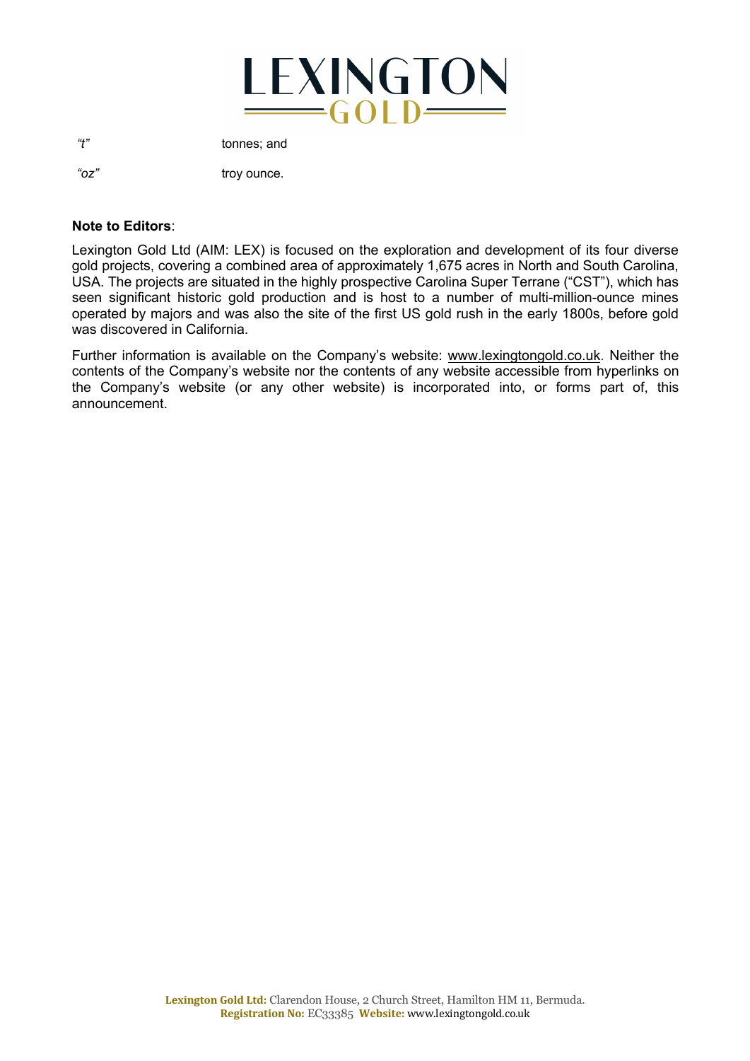| | |
|---|---|
| *"t"* | tonnes; and |
| *"oz"* | troy ounce. |

**Note to Editors**:

Lexington Gold Ltd (AIM: LEX) is focused on the exploration and development of its four diverse gold projects, covering a combined area of approximately 1,675 acres in North and South Carolina, USA. The projects are situated in the highly prospective Carolina Super Terrane ("CST"), which has seen significant historic gold production and is host to a number of multi-million-ounce mines operated by majors and was also the site of the first US gold rush in the early 1800s, before gold was discovered in California.

Further information is available on the Company's website: www.lexingtongold.co.uk. Neither the contents of the Company's website nor the contents of any website accessible from hyperlinks on the Company's website (or any other website) is incorporated into, or forms part of, this announcement.